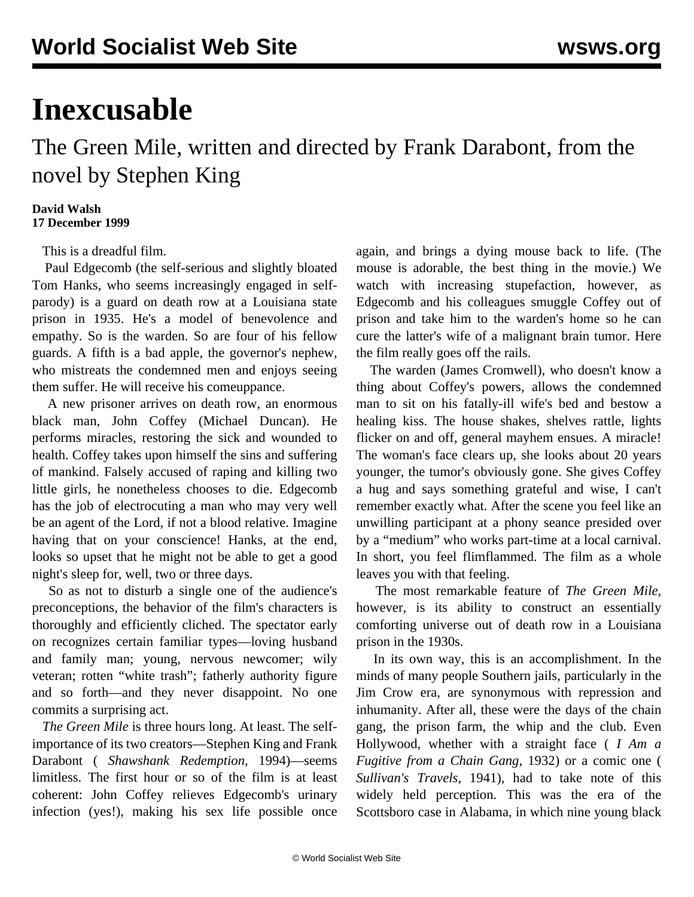# Inexcusable

## The Green Mile, written and directed by Frank Darabont, from the novel by Stephen King

**David Walsh**
**17 December 1999**

This is a dreadful film.

Paul Edgecomb (the self-serious and slightly bloated Tom Hanks, who seems increasingly engaged in self-parody) is a guard on death row at a Louisiana state prison in 1935. He's a model of benevolence and empathy. So is the warden. So are four of his fellow guards. A fifth is a bad apple, the governor's nephew, who mistreats the condemned men and enjoys seeing them suffer. He will receive his comeuppance.

A new prisoner arrives on death row, an enormous black man, John Coffey (Michael Duncan). He performs miracles, restoring the sick and wounded to health. Coffey takes upon himself the sins and suffering of mankind. Falsely accused of raping and killing two little girls, he nonetheless chooses to die. Edgecomb has the job of electrocuting a man who may very well be an agent of the Lord, if not a blood relative. Imagine having that on your conscience! Hanks, at the end, looks so upset that he might not be able to get a good night's sleep for, well, two or three days.

So as not to disturb a single one of the audience's preconceptions, the behavior of the film's characters is thoroughly and efficiently cliched. The spectator early on recognizes certain familiar types—loving husband and family man; young, nervous newcomer; wily veteran; rotten "white trash"; fatherly authority figure and so forth—and they never disappoint. No one commits a surprising act.

*The Green Mile* is three hours long. At least. The self-importance of its two creators—Stephen King and Frank Darabont ( *Shawshank Redemption*, 1994)—seems limitless. The first hour or so of the film is at least coherent: John Coffey relieves Edgecomb's urinary infection (yes!), making his sex life possible once again, and brings a dying mouse back to life. (The mouse is adorable, the best thing in the movie.) We watch with increasing stupefaction, however, as Edgecomb and his colleagues smuggle Coffey out of prison and take him to the warden's home so he can cure the latter's wife of a malignant brain tumor. Here the film really goes off the rails.

The warden (James Cromwell), who doesn't know a thing about Coffey's powers, allows the condemned man to sit on his fatally-ill wife's bed and bestow a healing kiss. The house shakes, shelves rattle, lights flicker on and off, general mayhem ensues. A miracle! The woman's face clears up, she looks about 20 years younger, the tumor's obviously gone. She gives Coffey a hug and says something grateful and wise, I can't remember exactly what. After the scene you feel like an unwilling participant at a phony seance presided over by a "medium" who works part-time at a local carnival. In short, you feel flimflammed. The film as a whole leaves you with that feeling.

The most remarkable feature of *The Green Mile*, however, is its ability to construct an essentially comforting universe out of death row in a Louisiana prison in the 1930s.

In its own way, this is an accomplishment. In the minds of many people Southern jails, particularly in the Jim Crow era, are synonymous with repression and inhumanity. After all, these were the days of the chain gang, the prison farm, the whip and the club. Even Hollywood, whether with a straight face ( *I Am a Fugitive from a Chain Gang*, 1932) or a comic one ( *Sullivan's Travels*, 1941), had to take note of this widely held perception. This was the era of the Scottsboro case in Alabama, in which nine young black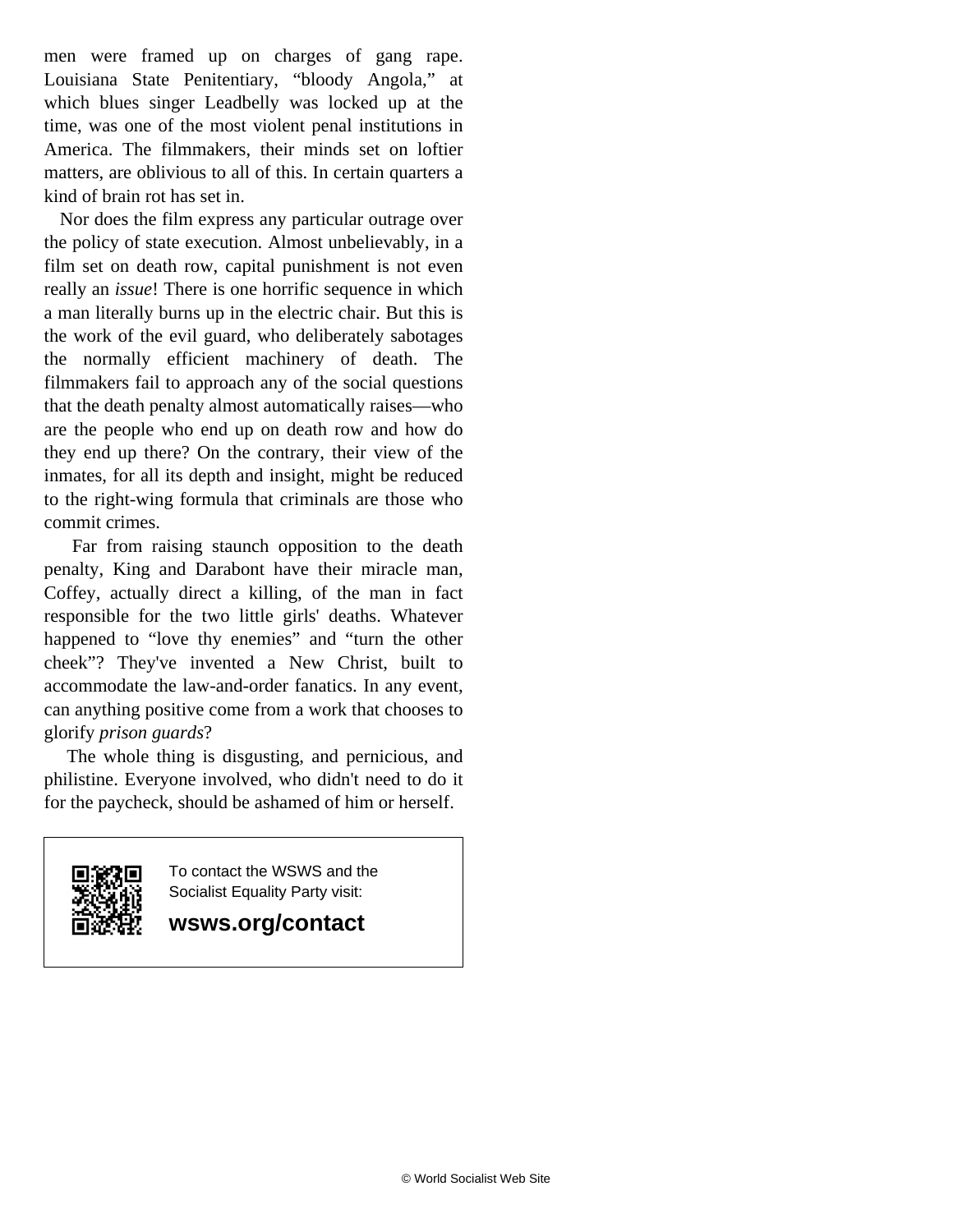men were framed up on charges of gang rape. Louisiana State Penitentiary, "bloody Angola," at which blues singer Leadbelly was locked up at the time, was one of the most violent penal institutions in America. The filmmakers, their minds set on loftier matters, are oblivious to all of this. In certain quarters a kind of brain rot has set in.

Nor does the film express any particular outrage over the policy of state execution. Almost unbelievably, in a film set on death row, capital punishment is not even really an *issue*! There is one horrific sequence in which a man literally burns up in the electric chair. But this is the work of the evil guard, who deliberately sabotages the normally efficient machinery of death. The filmmakers fail to approach any of the social questions that the death penalty almost automatically raises—who are the people who end up on death row and how do they end up there? On the contrary, their view of the inmates, for all its depth and insight, might be reduced to the right-wing formula that criminals are those who commit crimes.

Far from raising staunch opposition to the death penalty, King and Darabont have their miracle man, Coffey, actually direct a killing, of the man in fact responsible for the two little girls' deaths. Whatever happened to "love thy enemies" and "turn the other cheek"? They've invented a New Christ, built to accommodate the law-and-order fanatics. In any event, can anything positive come from a work that chooses to glorify *prison guards*?

The whole thing is disgusting, and pernicious, and philistine. Everyone involved, who didn't need to do it for the paycheck, should be ashamed of him or herself.

To contact the WSWS and the Socialist Equality Party visit:

**wsws.org/contact**